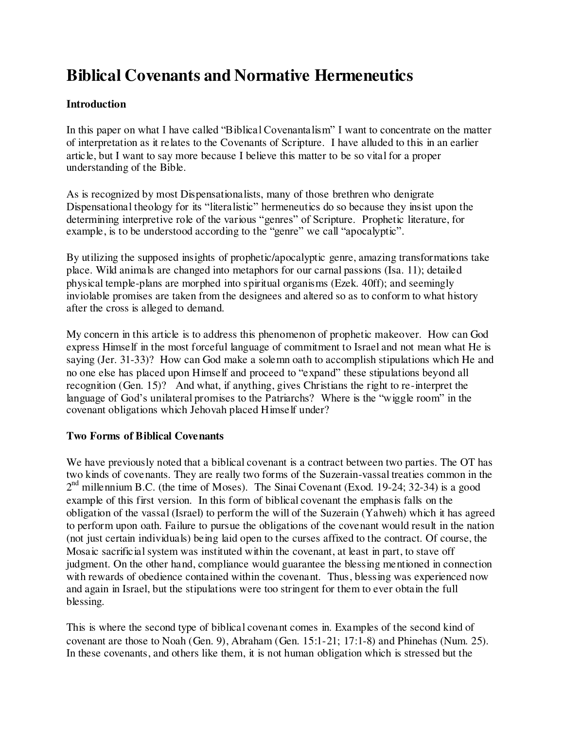# Biblical Covenants and Normative Hermeneutics

**Introduction**

In this paper on what I have called "Biblical Covenantalism" I want to concentrate on the matter of interpretation as it relates to the Covenants of Scripture. I have alluded to this in an earlier article, but I want to say more because I believe this matter to be so vital for a proper understanding of the Bible.

As is recognized by most Dispensationalists, many of those brethren who denigrate Dispensational theology for its "literalistic" hermeneutics do so because they insist upon the determining interpretive role of the various "genres" of Scripture. Prophetic literature, for example, is to be understood according to the "genre" we call "apocalyptic".

By utilizing the supposed insights of prophetic/apocalyptic genre, amazing transformations take place. Wild animals are changed into metaphors for our carnal passions (Isa. 11); detailed physical temple-plans are morphed into spiritual organisms (Ezek. 40ff); and seemingly inviolable promises are taken from the designees and altered so as to conform to what history after the cross is alleged to demand.

My concern in this article is to address this phenomenon of prophetic makeover. How can God express Himself in the most forceful language of commitment to Israel and not mean what He is saying (Jer. 31-33)? How can God make a solemn oath to accomplish stipulations which He and no one else has placed upon Himself and proceed to "expand" these stipulations beyond all recognition (Gen. 15)? And what, if anything, gives Christians the right to re-interpret the language of God's unilateral promises to the Patriarchs? Where is the "wiggle room" in the covenant obligations which Jehovah placed Himself under?

**Two Forms of Biblical Covenants**

We have previously noted that a biblical covenant is a contract between two parties. The OT has two kinds of covenants. They are really two forms of the Suzerain-vassal treaties common in the 2nd millennium B.C. (the time of Moses). The Sinai Covenant (Exod. 19-24; 32-34) is a good example of this first version. In this form of biblical covenant the emphasis falls on the obligation of the vassal (Israel) to perform the will of the Suzerain (Yahweh) which it has agreed to perform upon oath. Failure to pursue the obligations of the covenant would result in the nation (not just certain individuals) being laid open to the curses affixed to the contract. Of course, the Mosaic sacrificial system was instituted within the covenant, at least in part, to stave off judgment. On the other hand, compliance would guarantee the blessing mentioned in connection with rewards of obedience contained within the covenant. Thus, blessing was experienced now and again in Israel, but the stipulations were too stringent for them to ever obtain the full blessing.

This is where the second type of biblical covenant comes in. Examples of the second kind of covenant are those to Noah (Gen. 9), Abraham (Gen. 15:1-21; 17:1-8) and Phinehas (Num. 25). In these covenants, and others like them, it is not human obligation which is stressed but the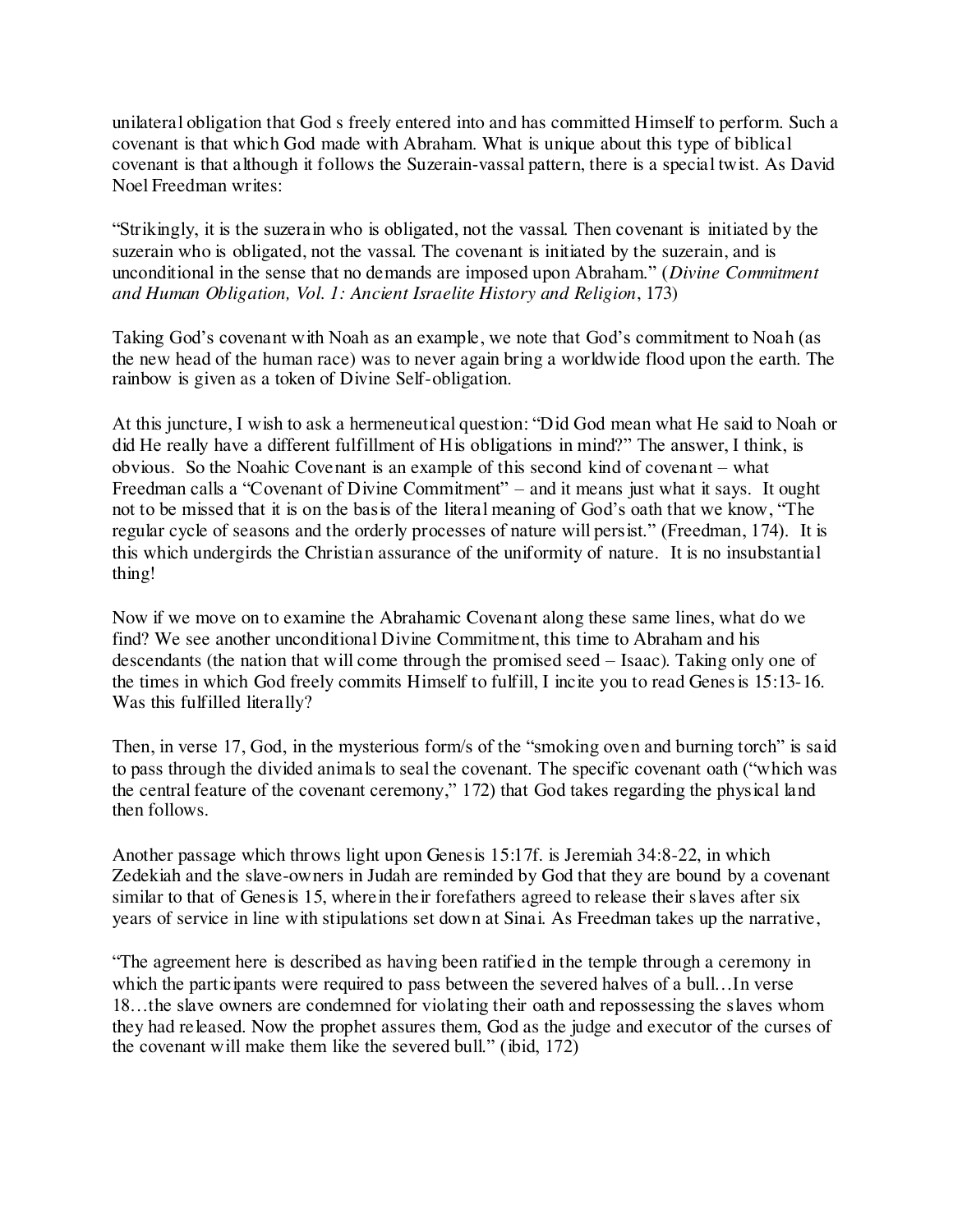unilateral obligation that God s freely entered into and has committed Himself to perform. Such a covenant is that which God made with Abraham. What is unique about this type of biblical covenant is that although it follows the Suzerain-vassal pattern, there is a special twist. As David Noel Freedman writes:

"Strikingly, it is the suzerain who is obligated, not the vassal. Then covenant is initiated by the suzerain who is obligated, not the vassal. The covenant is initiated by the suzerain, and is unconditional in the sense that no demands are imposed upon Abraham." (*Divine Commitment and Human Obligation, Vol. 1: Ancient Israelite History and Religion*, 173)

Taking God's covenant with Noah as an example, we note that God's commitment to Noah (as the new head of the human race) was to never again bring a worldwide flood upon the earth. The rainbow is given as a token of Divine Self-obligation.

At this juncture, I wish to ask a hermeneutical question: "Did God mean what He said to Noah or did He really have a different fulfillment of His obligations in mind?" The answer, I think, is obvious. So the Noahic Covenant is an example of this second kind of covenant – what Freedman calls a "Covenant of Divine Commitment" – and it means just what it says. It ought not to be missed that it is on the basis of the literal meaning of God's oath that we know, "The regular cycle of seasons and the orderly processes of nature will persist." (Freedman, 174). It is this which undergirds the Christian assurance of the uniformity of nature. It is no insubstantial thing!

Now if we move on to examine the Abrahamic Covenant along these same lines, what do we find? We see another unconditional Divine Commitment, this time to Abraham and his descendants (the nation that will come through the promised seed – Isaac). Taking only one of the times in which God freely commits Himself to fulfill, I incite you to read Genesis 15:13-16. Was this fulfilled literally?

Then, in verse 17, God, in the mysterious form/s of the "smoking oven and burning torch" is said to pass through the divided animals to seal the covenant. The specific covenant oath ("which was the central feature of the covenant ceremony," 172) that God takes regarding the physical land then follows.

Another passage which throws light upon Genesis 15:17f. is Jeremiah 34:8-22, in which Zedekiah and the slave-owners in Judah are reminded by God that they are bound by a covenant similar to that of Genesis 15, wherein their forefathers agreed to release their slaves after six years of service in line with stipulations set down at Sinai. As Freedman takes up the narrative,

"The agreement here is described as having been ratified in the temple through a ceremony in which the participants were required to pass between the severed halves of a bull…In verse 18…the slave owners are condemned for violating their oath and repossessing the slaves whom they had released. Now the prophet assures them, God as the judge and executor of the curses of the covenant will make them like the severed bull." (ibid, 172)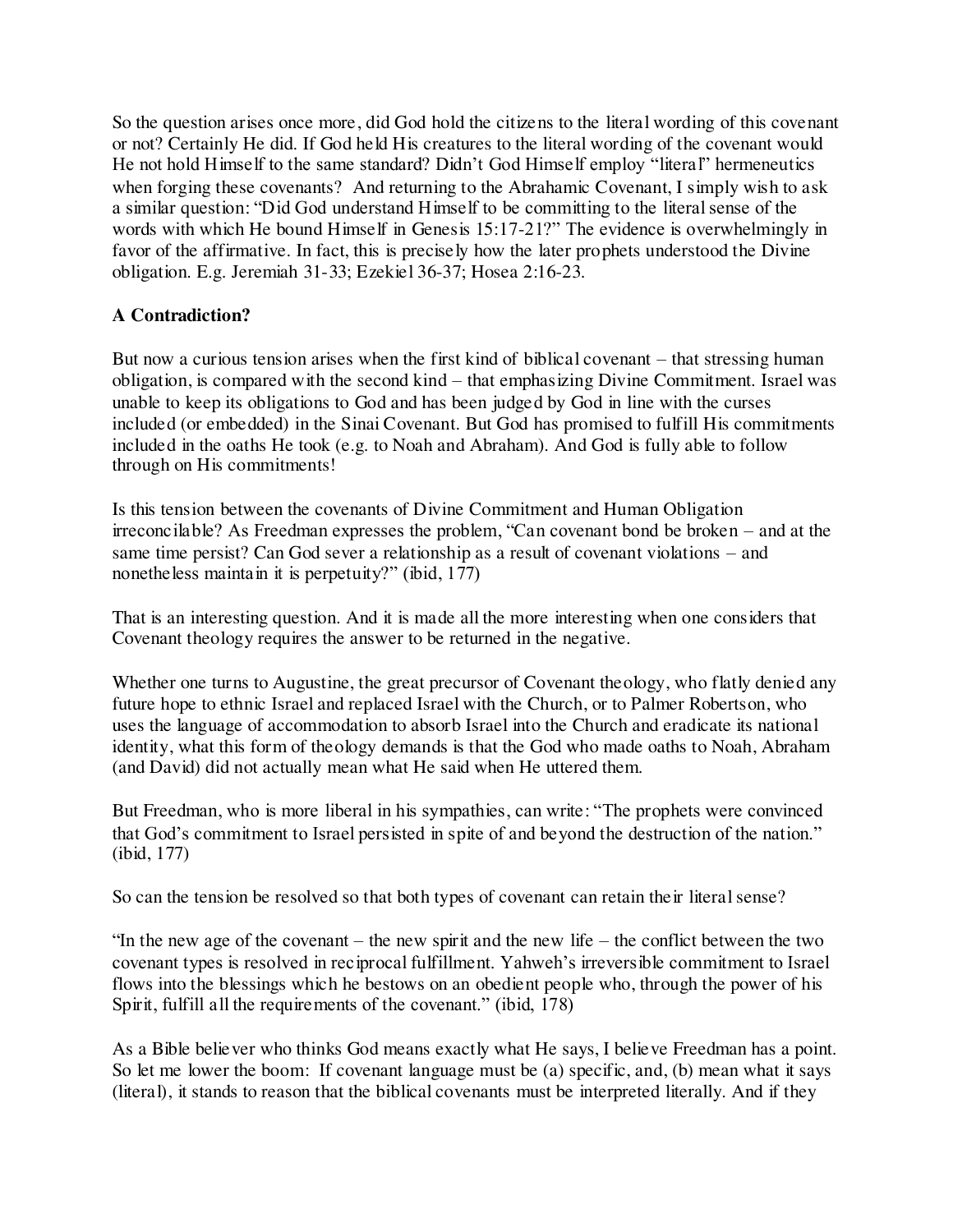So the question arises once more, did God hold the citizens to the literal wording of this covenant or not? Certainly He did. If God held His creatures to the literal wording of the covenant would He not hold Himself to the same standard? Didn't God Himself employ "literal" hermeneutics when forging these covenants? And returning to the Abrahamic Covenant, I simply wish to ask a similar question: "Did God understand Himself to be committing to the literal sense of the words with which He bound Himself in Genesis 15:17-21?" The evidence is overwhelmingly in favor of the affirmative. In fact, this is precisely how the later prophets understood the Divine obligation. E.g. Jeremiah 31-33; Ezekiel 36-37; Hosea 2:16-23.

**A Contradiction?**

But now a curious tension arises when the first kind of biblical covenant – that stressing human obligation, is compared with the second kind – that emphasizing Divine Commitment. Israel was unable to keep its obligations to God and has been judged by God in line with the curses included (or embedded) in the Sinai Covenant. But God has promised to fulfill His commitments included in the oaths He took (e.g. to Noah and Abraham). And God is fully able to follow through on His commitments!

Is this tension between the covenants of Divine Commitment and Human Obligation irreconcilable? As Freedman expresses the problem, "Can covenant bond be broken – and at the same time persist? Can God sever a relationship as a result of covenant violations – and nonetheless maintain it is perpetuity?" (ibid, 177)

That is an interesting question. And it is made all the more interesting when one considers that Covenant theology requires the answer to be returned in the negative.

Whether one turns to Augustine, the great precursor of Covenant theology, who flatly denied any future hope to ethnic Israel and replaced Israel with the Church, or to Palmer Robertson, who uses the language of accommodation to absorb Israel into the Church and eradicate its national identity, what this form of theology demands is that the God who made oaths to Noah, Abraham (and David) did not actually mean what He said when He uttered them.

But Freedman, who is more liberal in his sympathies, can write: "The prophets were convinced that God's commitment to Israel persisted in spite of and beyond the destruction of the nation." (ibid, 177)

So can the tension be resolved so that both types of covenant can retain their literal sense?

"In the new age of the covenant – the new spirit and the new life – the conflict between the two covenant types is resolved in reciprocal fulfillment. Yahweh's irreversible commitment to Israel flows into the blessings which he bestows on an obedient people who, through the power of his Spirit, fulfill all the requirements of the covenant." (ibid, 178)

As a Bible believer who thinks God means exactly what He says, I believe Freedman has a point. So let me lower the boom: If covenant language must be (a) specific, and, (b) mean what it says (literal), it stands to reason that the biblical covenants must be interpreted literally. And if they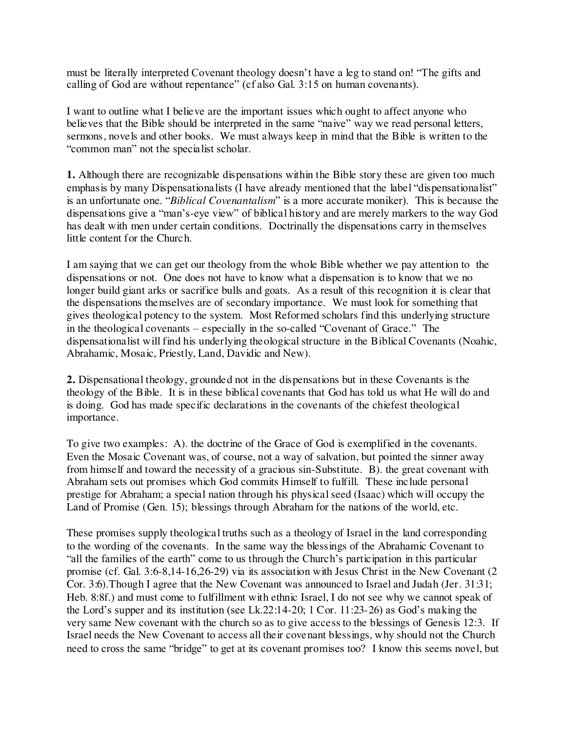must be literally interpreted Covenant theology doesn't have a leg to stand on! "The gifts and calling of God are without repentance" (cf also Gal. 3:15 on human covenants).

I want to outline what I believe are the important issues which ought to affect anyone who believes that the Bible should be interpreted in the same "naive" way we read personal letters, sermons, novels and other books. We must always keep in mind that the Bible is written to the "common man" not the specialist scholar.

**1.** Although there are recognizable dispensations within the Bible story these are given too much emphasis by many Dispensationalists (I have already mentioned that the label "dispensationalist" is an unfortunate one. "*Biblical Covenantalism*" is a more accurate moniker). This is because the dispensations give a "man's-eye view" of biblical history and are merely markers to the way God has dealt with men under certain conditions. Doctrinally the dispensations carry in themselves little content for the Church.

I am saying that we can get our theology from the whole Bible whether we pay attention to the dispensations or not. One does not have to know what a dispensation is to know that we no longer build giant arks or sacrifice bulls and goats. As a result of this recognition it is clear that the dispensations themselves are of secondary importance. We must look for something that gives theological potency to the system. Most Reformed scholars find this underlying structure in the theological covenants – especially in the so-called "Covenant of Grace." The dispensationalist will find his underlying theological structure in the Biblical Covenants (Noahic, Abrahamic, Mosaic, Priestly, Land, Davidic and New).

**2.** Dispensational theology, grounded not in the dispensations but in these Covenants is the theology of the Bible. It is in these biblical covenants that God has told us what He will do and is doing. God has made specific declarations in the covenants of the chiefest theological importance.

To give two examples: A). the doctrine of the Grace of God is exemplified in the covenants. Even the Mosaic Covenant was, of course, not a way of salvation, but pointed the sinner away from himself and toward the necessity of a gracious sin-Substitute. B). the great covenant with Abraham sets out promises which God commits Himself to fulfill. These include personal prestige for Abraham; a special nation through his physical seed (Isaac) which will occupy the Land of Promise (Gen. 15); blessings through Abraham for the nations of the world, etc.

These promises supply theological truths such as a theology of Israel in the land corresponding to the wording of the covenants. In the same way the blessings of the Abrahamic Covenant to "all the families of the earth" come to us through the Church's participation in this particular promise (cf. Gal. 3:6-8,14-16,26-29) via its association with Jesus Christ in the New Covenant (2 Cor. 3:6).Though I agree that the New Covenant was announced to Israel and Judah (Jer. 31:31; Heb. 8:8f.) and must come to fulfillment with ethnic Israel, I do not see why we cannot speak of the Lord's supper and its institution (see Lk.22:14-20; 1 Cor. 11:23-26) as God's making the very same New covenant with the church so as to give access to the blessings of Genesis 12:3. If Israel needs the New Covenant to access all their covenant blessings, why should not the Church need to cross the same "bridge" to get at its covenant promises too? I know this seems novel, but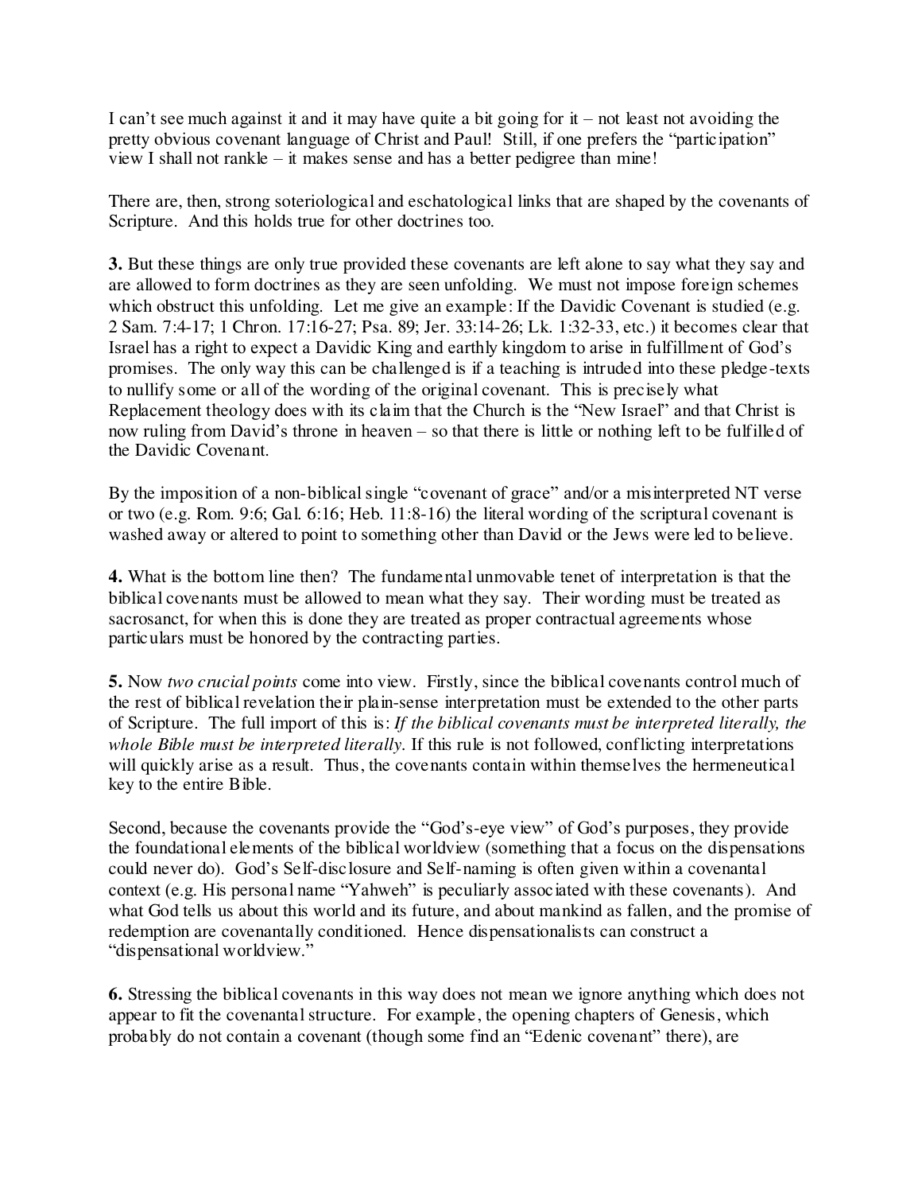I can't see much against it and it may have quite a bit going for it – not least not avoiding the pretty obvious covenant language of Christ and Paul! Still, if one prefers the "participation" view I shall not rankle – it makes sense and has a better pedigree than mine!

There are, then, strong soteriological and eschatological links that are shaped by the covenants of Scripture. And this holds true for other doctrines too.

**3.** But these things are only true provided these covenants are left alone to say what they say and are allowed to form doctrines as they are seen unfolding. We must not impose foreign schemes which obstruct this unfolding. Let me give an example: If the Davidic Covenant is studied (e.g. 2 Sam. 7:4-17; 1 Chron. 17:16-27; Psa. 89; Jer. 33:14-26; Lk. 1:32-33, etc.) it becomes clear that Israel has a right to expect a Davidic King and earthly kingdom to arise in fulfillment of God's promises. The only way this can be challenged is if a teaching is intruded into these pledge-texts to nullify some or all of the wording of the original covenant. This is precisely what Replacement theology does with its claim that the Church is the "New Israel" and that Christ is now ruling from David's throne in heaven – so that there is little or nothing left to be fulfilled of the Davidic Covenant.

By the imposition of a non-biblical single "covenant of grace" and/or a misinterpreted NT verse or two (e.g. Rom. 9:6; Gal. 6:16; Heb. 11:8-16) the literal wording of the scriptural covenant is washed away or altered to point to something other than David or the Jews were led to believe.

**4.** What is the bottom line then? The fundamental unmovable tenet of interpretation is that the biblical covenants must be allowed to mean what they say. Their wording must be treated as sacrosanct, for when this is done they are treated as proper contractual agreements whose particulars must be honored by the contracting parties.

**5.** Now *two crucial points* come into view. Firstly, since the biblical covenants control much of the rest of biblical revelation their plain-sense interpretation must be extended to the other parts of Scripture. The full import of this is: *If the biblical covenants must be interpreted literally, the whole Bible must be interpreted literally.* If this rule is not followed, conflicting interpretations will quickly arise as a result. Thus, the covenants contain within themselves the hermeneutical key to the entire Bible.

Second, because the covenants provide the "God's-eye view" of God's purposes, they provide the foundational elements of the biblical worldview (something that a focus on the dispensations could never do). God's Self-disclosure and Self-naming is often given within a covenantal context (e.g. His personal name "Yahweh" is peculiarly associated with these covenants). And what God tells us about this world and its future, and about mankind as fallen, and the promise of redemption are covenantally conditioned. Hence dispensationalists can construct a "dispensational worldview."

**6.** Stressing the biblical covenants in this way does not mean we ignore anything which does not appear to fit the covenantal structure. For example, the opening chapters of Genesis, which probably do not contain a covenant (though some find an "Edenic covenant" there), are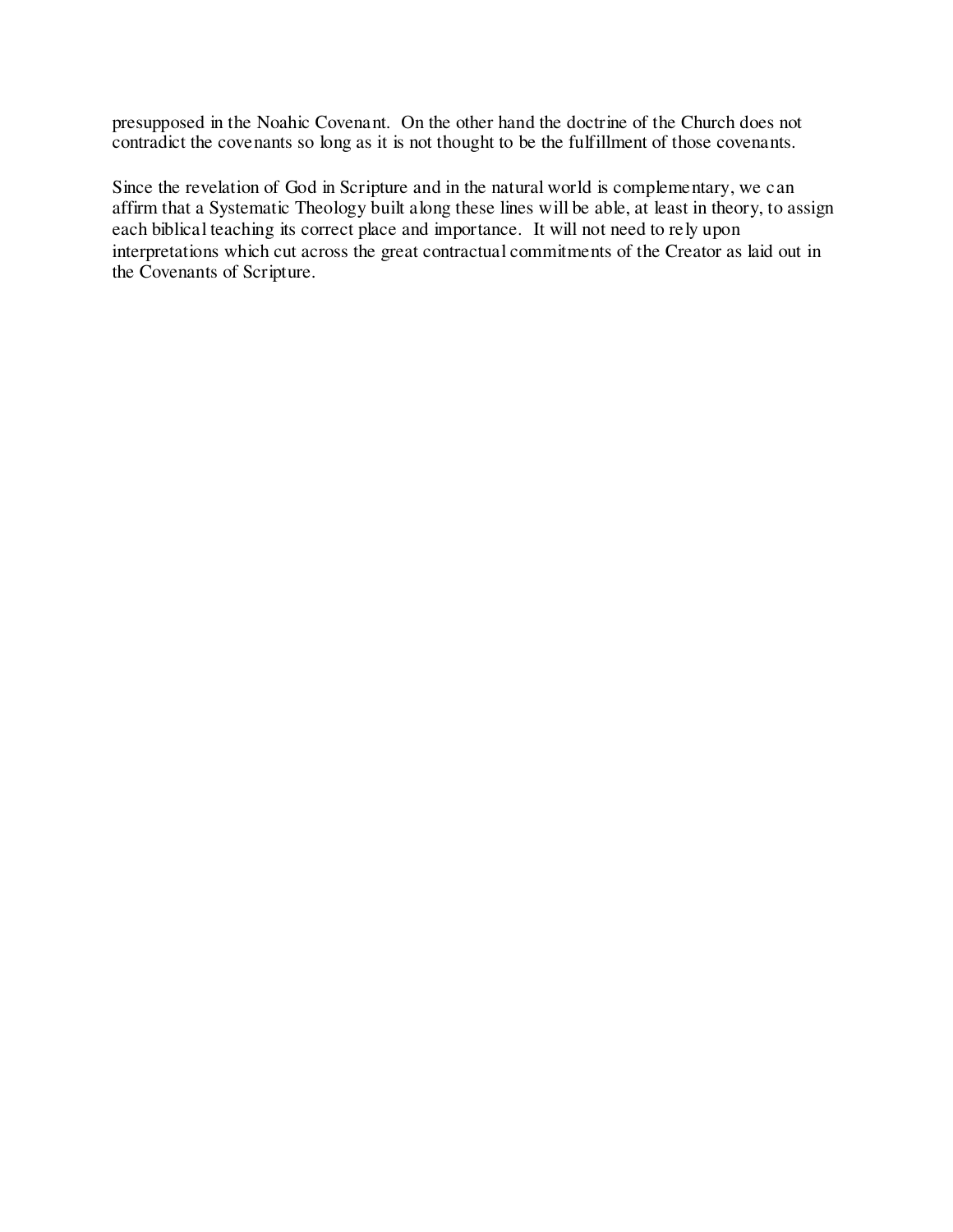presupposed in the Noahic Covenant. On the other hand the doctrine of the Church does not contradict the covenants so long as it is not thought to be the fulfillment of those covenants.

Since the revelation of God in Scripture and in the natural world is complementary, we can affirm that a Systematic Theology built along these lines will be able, at least in theory, to assign each biblical teaching its correct place and importance. It will not need to rely upon interpretations which cut across the great contractual commitments of the Creator as laid out in the Covenants of Scripture.